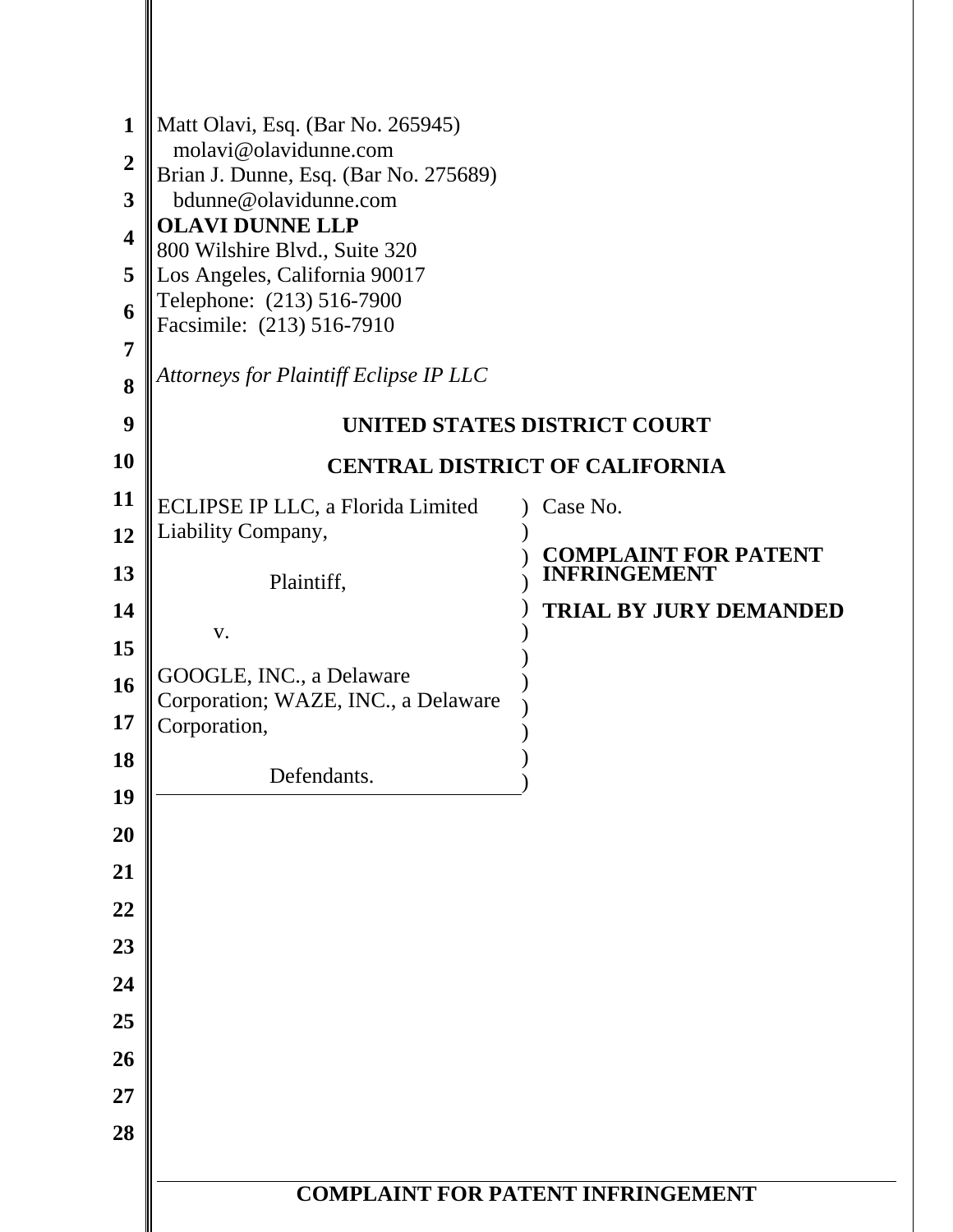Matt Olavi, Esq. (Bar No. 265945)
molavi@olavidunne.com
Brian J. Dunne, Esq. (Bar No. 275689)
bdunne@olavidunne.com
**OLAVI DUNNE LLP**
800 Wilshire Blvd., Suite 320
Los Angeles, California 90017
Telephone: (213) 516-7900
Facsimile: (213) 516-7910

*Attorneys for Plaintiff Eclipse IP LLC*

**UNITED STATES DISTRICT COURT**

**CENTRAL DISTRICT OF CALIFORNIA**

| | |
|---|---|
| ECLIPSE IP LLC, a Florida Limited Liability Company,<br><br>Plaintiff,<br><br>v.<br><br>GOOGLE, INC., a Delaware Corporation; WAZE, INC., a Delaware Corporation,<br><br>Defendants. | Case No.<br><br>**COMPLAINT FOR PATENT INFRINGEMENT**<br><br>**TRIAL BY JURY DEMANDED** |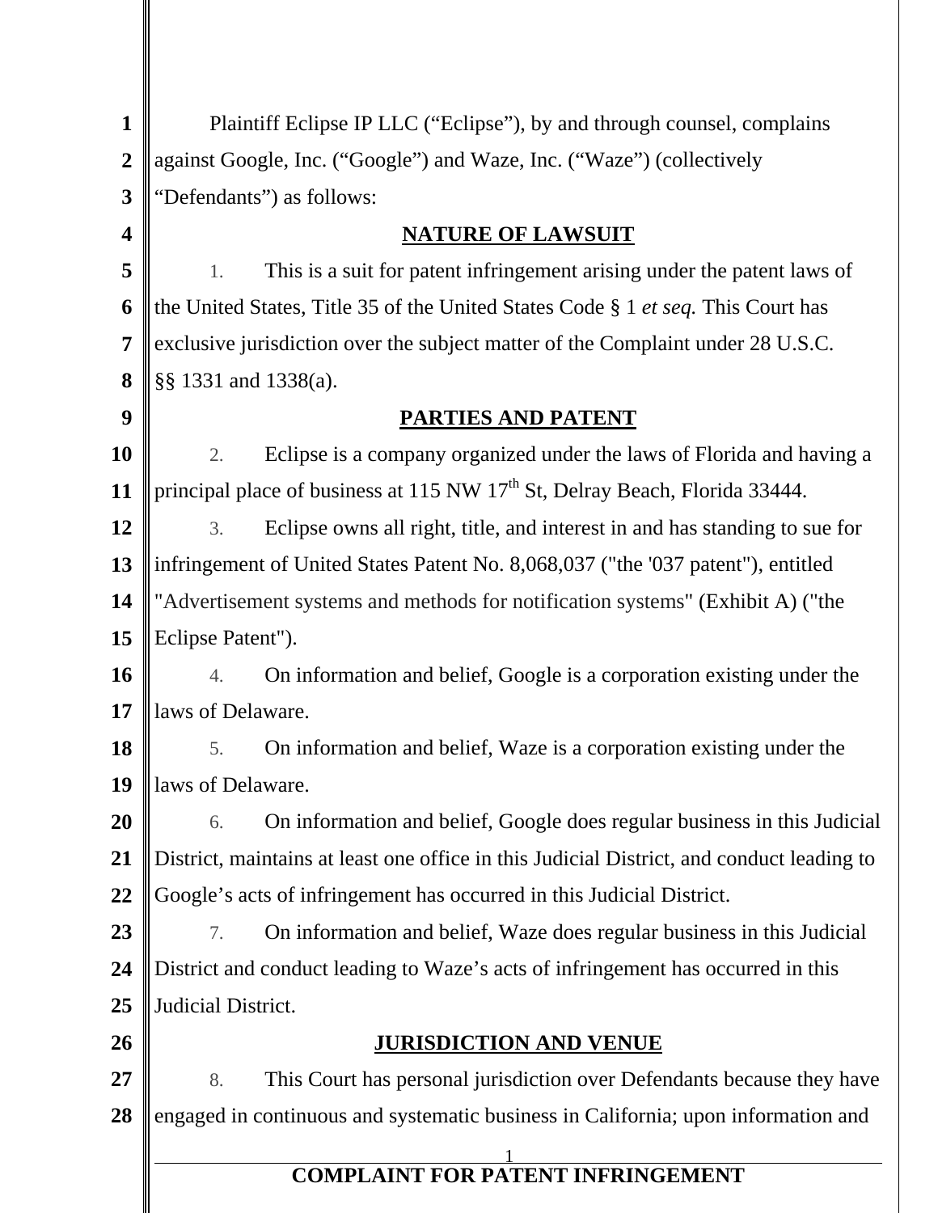Plaintiff Eclipse IP LLC ("Eclipse"), by and through counsel, complains against Google, Inc. ("Google") and Waze, Inc. ("Waze") (collectively "Defendants") as follows:

## NATURE OF LAWSUIT

1. This is a suit for patent infringement arising under the patent laws of the United States, Title 35 of the United States Code § 1 *et seq.* This Court has exclusive jurisdiction over the subject matter of the Complaint under 28 U.S.C. §§ 1331 and 1338(a).

## PARTIES AND PATENT

2. Eclipse is a company organized under the laws of Florida and having a principal place of business at 115 NW 17th St, Delray Beach, Florida 33444.

3. Eclipse owns all right, title, and interest in and has standing to sue for infringement of United States Patent No. 8,068,037 ("the '037 patent"), entitled "Advertisement systems and methods for notification systems" (Exhibit A) ("the Eclipse Patent").

4. On information and belief, Google is a corporation existing under the laws of Delaware.

5. On information and belief, Waze is a corporation existing under the laws of Delaware.

6. On information and belief, Google does regular business in this Judicial District, maintains at least one office in this Judicial District, and conduct leading to Google's acts of infringement has occurred in this Judicial District.

7. On information and belief, Waze does regular business in this Judicial District and conduct leading to Waze's acts of infringement has occurred in this Judicial District.

## JURISDICTION AND VENUE

8. This Court has personal jurisdiction over Defendants because they have engaged in continuous and systematic business in California; upon information and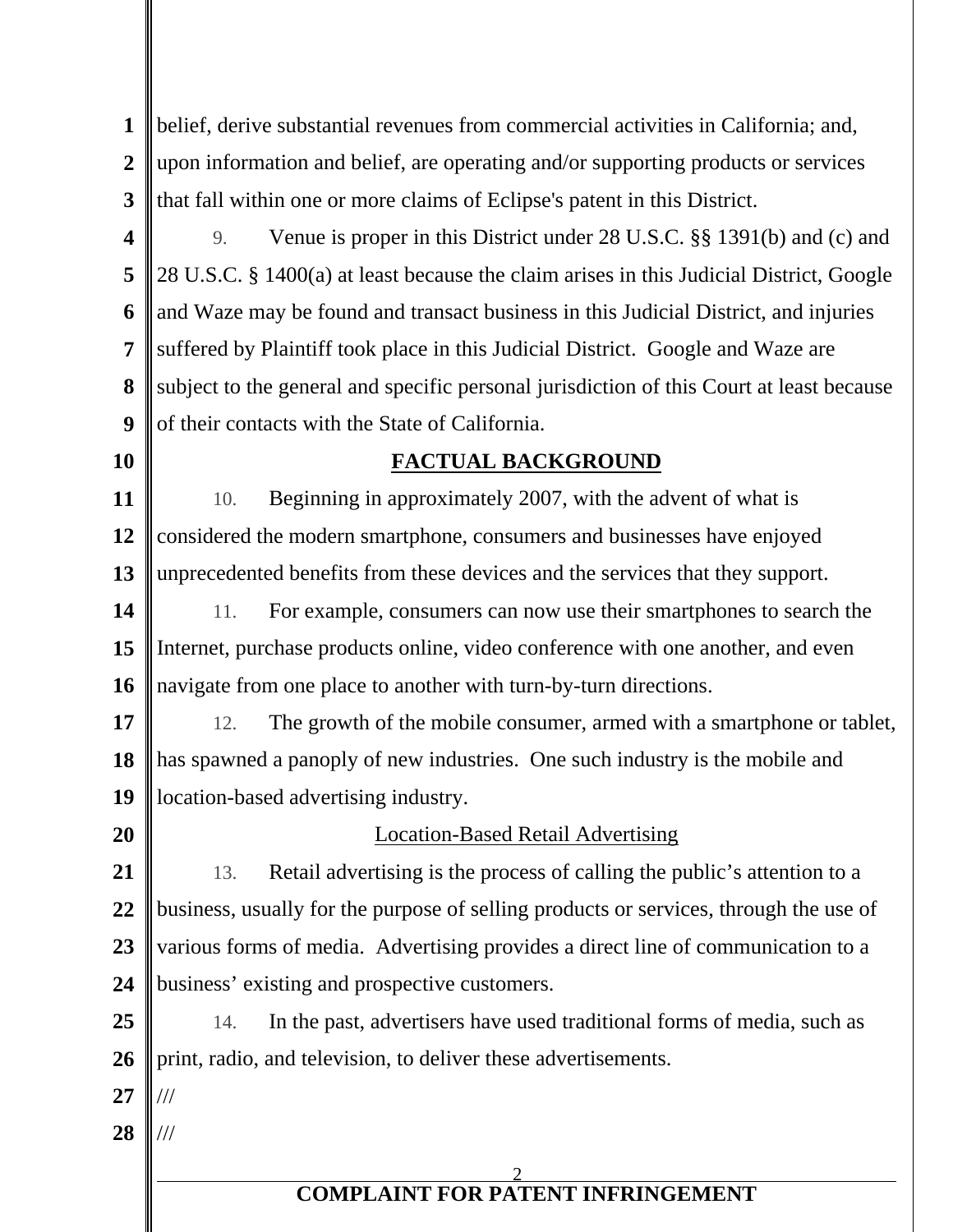belief, derive substantial revenues from commercial activities in California; and, upon information and belief, are operating and/or supporting products or services that fall within one or more claims of Eclipse's patent in this District.

9. Venue is proper in this District under 28 U.S.C. §§ 1391(b) and (c) and 28 U.S.C. § 1400(a) at least because the claim arises in this Judicial District, Google and Waze may be found and transact business in this Judicial District, and injuries suffered by Plaintiff took place in this Judicial District. Google and Waze are subject to the general and specific personal jurisdiction of this Court at least because of their contacts with the State of California.

## FACTUAL BACKGROUND

10. Beginning in approximately 2007, with the advent of what is considered the modern smartphone, consumers and businesses have enjoyed unprecedented benefits from these devices and the services that they support.

11. For example, consumers can now use their smartphones to search the Internet, purchase products online, video conference with one another, and even navigate from one place to another with turn-by-turn directions.

12. The growth of the mobile consumer, armed with a smartphone or tablet, has spawned a panoply of new industries. One such industry is the mobile and location-based advertising industry.

### Location-Based Retail Advertising

13. Retail advertising is the process of calling the public's attention to a business, usually for the purpose of selling products or services, through the use of various forms of media. Advertising provides a direct line of communication to a business' existing and prospective customers.

14. In the past, advertisers have used traditional forms of media, such as print, radio, and television, to deliver these advertisements.

///

///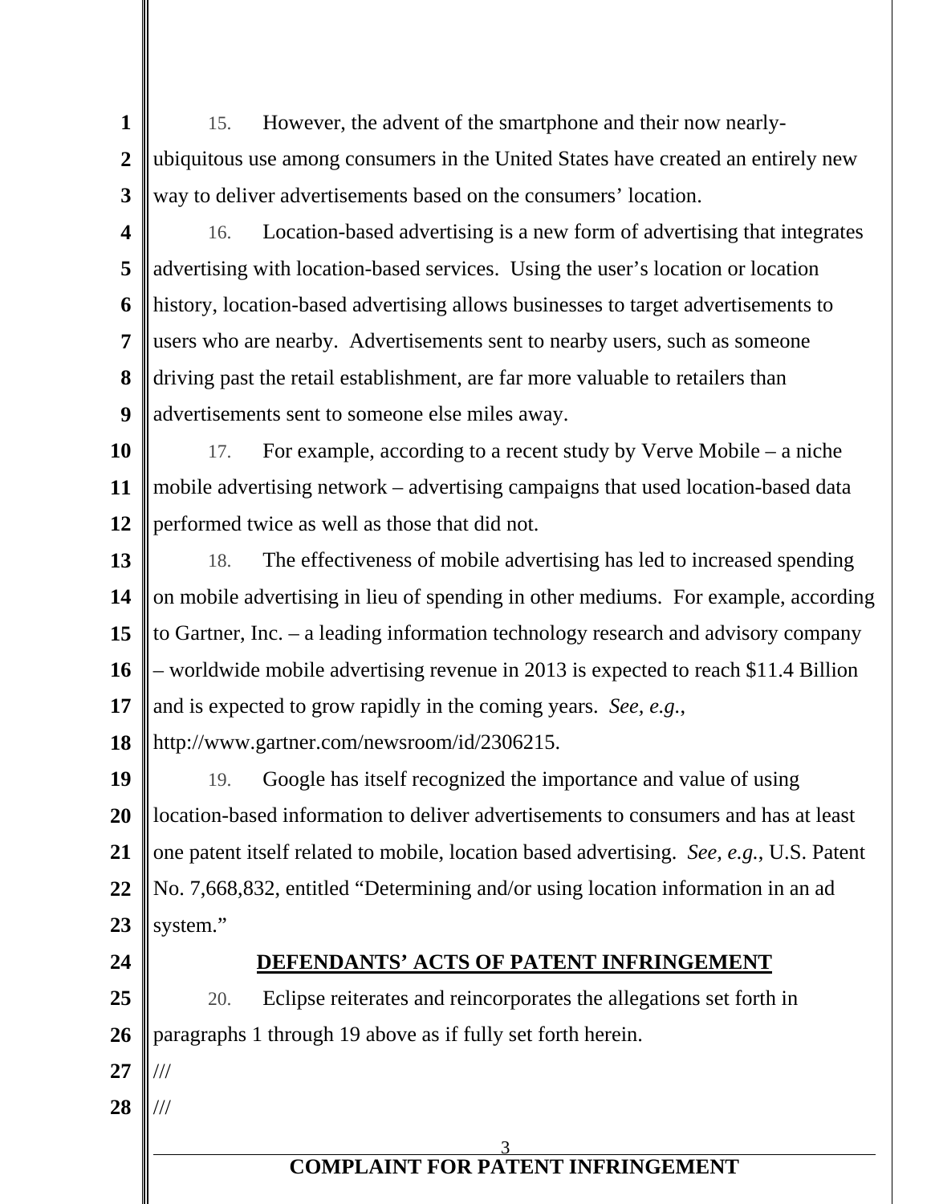15. However, the advent of the smartphone and their now nearly-ubiquitous use among consumers in the United States have created an entirely new way to deliver advertisements based on the consumers' location.

16. Location-based advertising is a new form of advertising that integrates advertising with location-based services. Using the user's location or location history, location-based advertising allows businesses to target advertisements to users who are nearby. Advertisements sent to nearby users, such as someone driving past the retail establishment, are far more valuable to retailers than advertisements sent to someone else miles away.

17. For example, according to a recent study by Verve Mobile – a niche mobile advertising network – advertising campaigns that used location-based data performed twice as well as those that did not.

18. The effectiveness of mobile advertising has led to increased spending on mobile advertising in lieu of spending in other mediums. For example, according to Gartner, Inc. – a leading information technology research and advisory company – worldwide mobile advertising revenue in 2013 is expected to reach $11.4 Billion and is expected to grow rapidly in the coming years. *See, e.g.*, http://www.gartner.com/newsroom/id/2306215.

19. Google has itself recognized the importance and value of using location-based information to deliver advertisements to consumers and has at least one patent itself related to mobile, location based advertising. *See, e.g.*, U.S. Patent No. 7,668,832, entitled "Determining and/or using location information in an ad system."

## DEFENDANTS' ACTS OF PATENT INFRINGEMENT

20. Eclipse reiterates and reincorporates the allegations set forth in paragraphs 1 through 19 above as if fully set forth herein.

///

///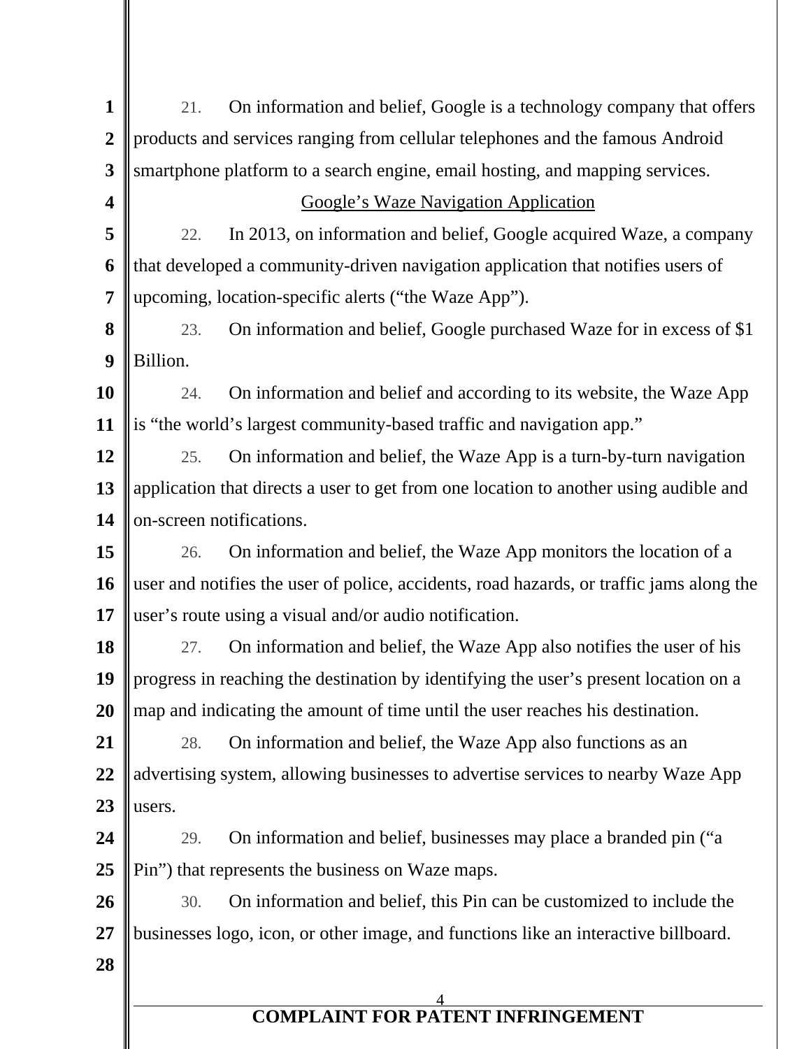21. On information and belief, Google is a technology company that offers products and services ranging from cellular telephones and the famous Android smartphone platform to a search engine, email hosting, and mapping services.

<u>Google's Waze Navigation Application</u>

22. In 2013, on information and belief, Google acquired Waze, a company that developed a community-driven navigation application that notifies users of upcoming, location-specific alerts ("the Waze App").

23. On information and belief, Google purchased Waze for in excess of $1 Billion.

24. On information and belief and according to its website, the Waze App is "the world's largest community-based traffic and navigation app."

25. On information and belief, the Waze App is a turn-by-turn navigation application that directs a user to get from one location to another using audible and on-screen notifications.

26. On information and belief, the Waze App monitors the location of a user and notifies the user of police, accidents, road hazards, or traffic jams along the user's route using a visual and/or audio notification.

27. On information and belief, the Waze App also notifies the user of his progress in reaching the destination by identifying the user's present location on a map and indicating the amount of time until the user reaches his destination.

28. On information and belief, the Waze App also functions as an advertising system, allowing businesses to advertise services to nearby Waze App users.

29. On information and belief, businesses may place a branded pin ("a Pin") that represents the business on Waze maps.

30. On information and belief, this Pin can be customized to include the businesses logo, icon, or other image, and functions like an interactive billboard.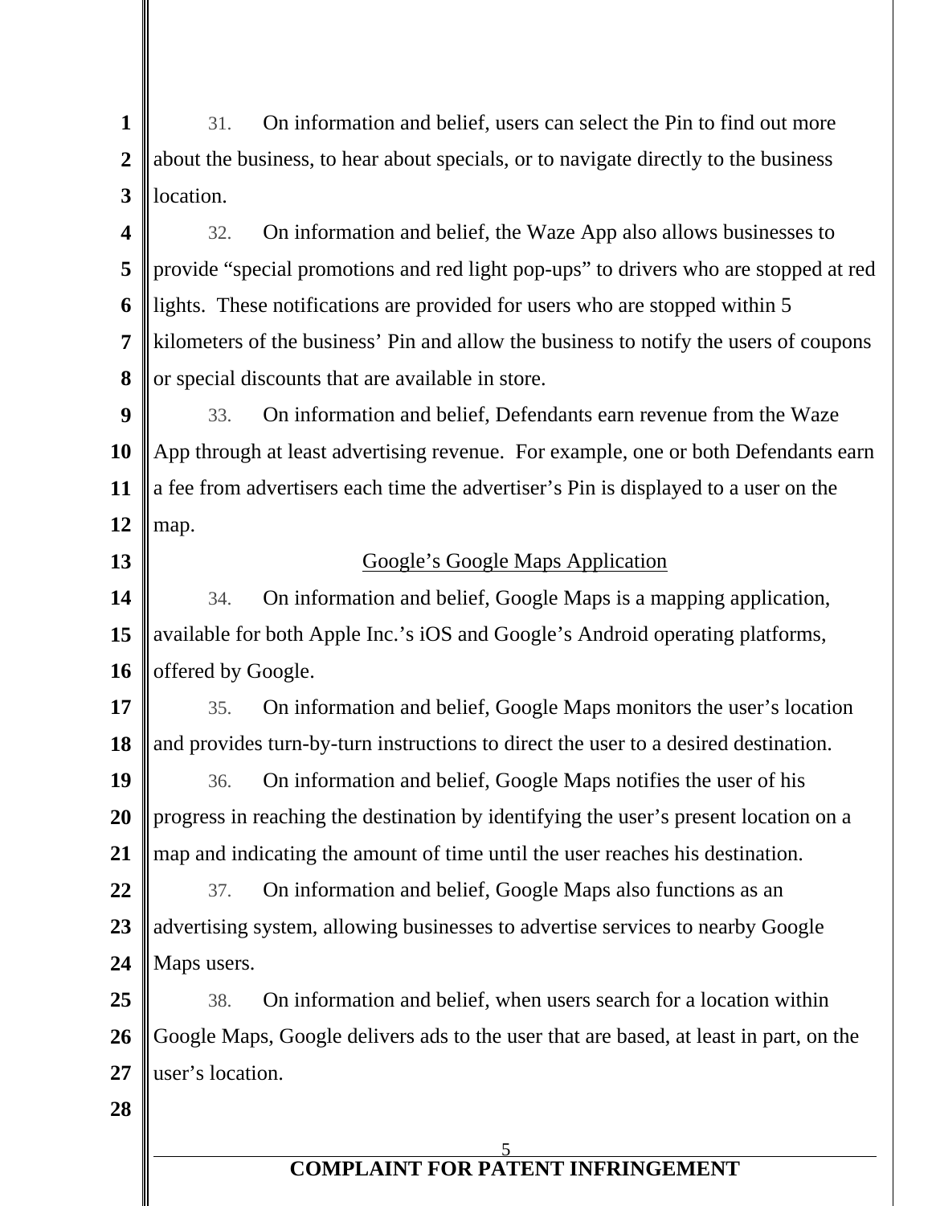31. On information and belief, users can select the Pin to find out more about the business, to hear about specials, or to navigate directly to the business location.

32. On information and belief, the Waze App also allows businesses to provide "special promotions and red light pop-ups" to drivers who are stopped at red lights. These notifications are provided for users who are stopped within 5 kilometers of the business' Pin and allow the business to notify the users of coupons or special discounts that are available in store.

33. On information and belief, Defendants earn revenue from the Waze App through at least advertising revenue. For example, one or both Defendants earn a fee from advertisers each time the advertiser's Pin is displayed to a user on the map.

<u>Google's Google Maps Application</u>

34. On information and belief, Google Maps is a mapping application, available for both Apple Inc.'s iOS and Google's Android operating platforms, offered by Google.

35. On information and belief, Google Maps monitors the user's location and provides turn-by-turn instructions to direct the user to a desired destination.

36. On information and belief, Google Maps notifies the user of his progress in reaching the destination by identifying the user's present location on a map and indicating the amount of time until the user reaches his destination.

37. On information and belief, Google Maps also functions as an advertising system, allowing businesses to advertise services to nearby Google Maps users.

38. On information and belief, when users search for a location within Google Maps, Google delivers ads to the user that are based, at least in part, on the user's location.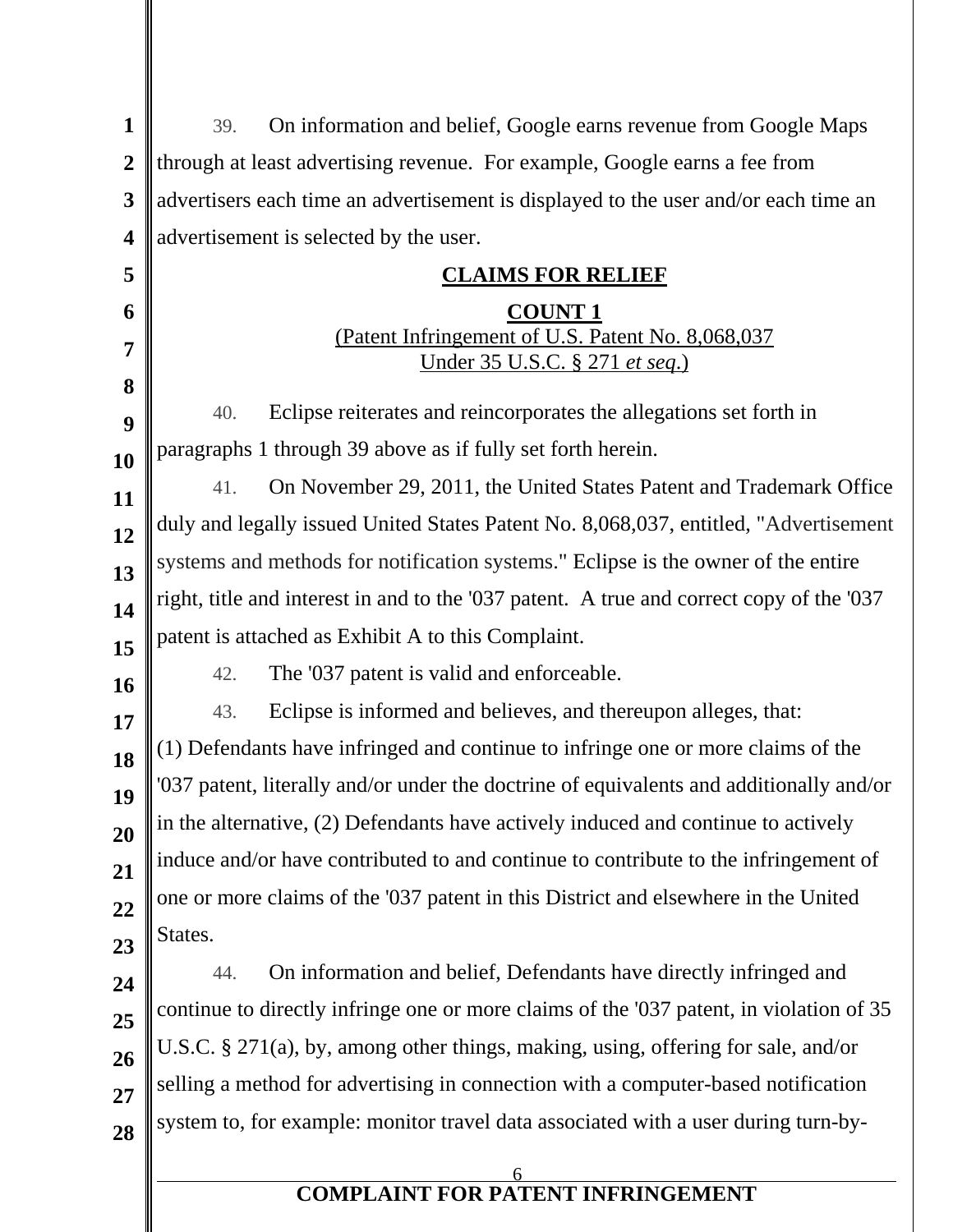39. On information and belief, Google earns revenue from Google Maps through at least advertising revenue. For example, Google earns a fee from advertisers each time an advertisement is displayed to the user and/or each time an advertisement is selected by the user.

## CLAIMS FOR RELIEF

### COUNT 1
(Patent Infringement of U.S. Patent No. 8,068,037 Under 35 U.S.C. § 271 *et seq.*)

40. Eclipse reiterates and reincorporates the allegations set forth in paragraphs 1 through 39 above as if fully set forth herein.

41. On November 29, 2011, the United States Patent and Trademark Office duly and legally issued United States Patent No. 8,068,037, entitled, "Advertisement systems and methods for notification systems." Eclipse is the owner of the entire right, title and interest in and to the '037 patent. A true and correct copy of the '037 patent is attached as Exhibit A to this Complaint.

42. The '037 patent is valid and enforceable.

43. Eclipse is informed and believes, and thereupon alleges, that: (1) Defendants have infringed and continue to infringe one or more claims of the '037 patent, literally and/or under the doctrine of equivalents and additionally and/or in the alternative, (2) Defendants have actively induced and continue to actively induce and/or have contributed to and continue to contribute to the infringement of one or more claims of the '037 patent in this District and elsewhere in the United States.

44. On information and belief, Defendants have directly infringed and continue to directly infringe one or more claims of the '037 patent, in violation of 35 U.S.C. § 271(a), by, among other things, making, using, offering for sale, and/or selling a method for advertising in connection with a computer-based notification system to, for example: monitor travel data associated with a user during turn-by-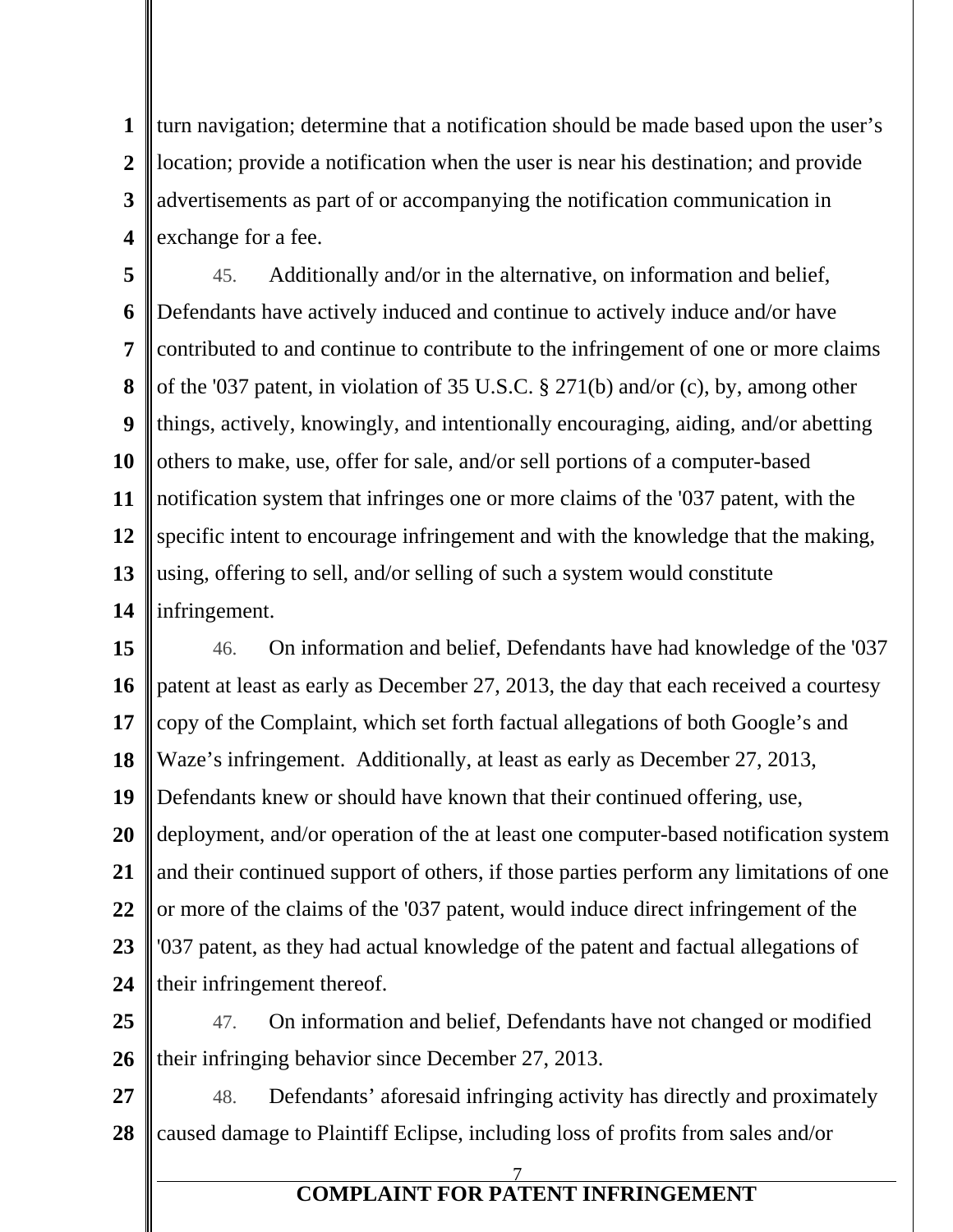turn navigation; determine that a notification should be made based upon the user's location; provide a notification when the user is near his destination; and provide advertisements as part of or accompanying the notification communication in exchange for a fee.

45. Additionally and/or in the alternative, on information and belief, Defendants have actively induced and continue to actively induce and/or have contributed to and continue to contribute to the infringement of one or more claims of the '037 patent, in violation of 35 U.S.C. § 271(b) and/or (c), by, among other things, actively, knowingly, and intentionally encouraging, aiding, and/or abetting others to make, use, offer for sale, and/or sell portions of a computer-based notification system that infringes one or more claims of the '037 patent, with the specific intent to encourage infringement and with the knowledge that the making, using, offering to sell, and/or selling of such a system would constitute infringement.

46. On information and belief, Defendants have had knowledge of the '037 patent at least as early as December 27, 2013, the day that each received a courtesy copy of the Complaint, which set forth factual allegations of both Google's and Waze's infringement. Additionally, at least as early as December 27, 2013, Defendants knew or should have known that their continued offering, use, deployment, and/or operation of the at least one computer-based notification system and their continued support of others, if those parties perform any limitations of one or more of the claims of the '037 patent, would induce direct infringement of the '037 patent, as they had actual knowledge of the patent and factual allegations of their infringement thereof.

47. On information and belief, Defendants have not changed or modified their infringing behavior since December 27, 2013.

48. Defendants' aforesaid infringing activity has directly and proximately caused damage to Plaintiff Eclipse, including loss of profits from sales and/or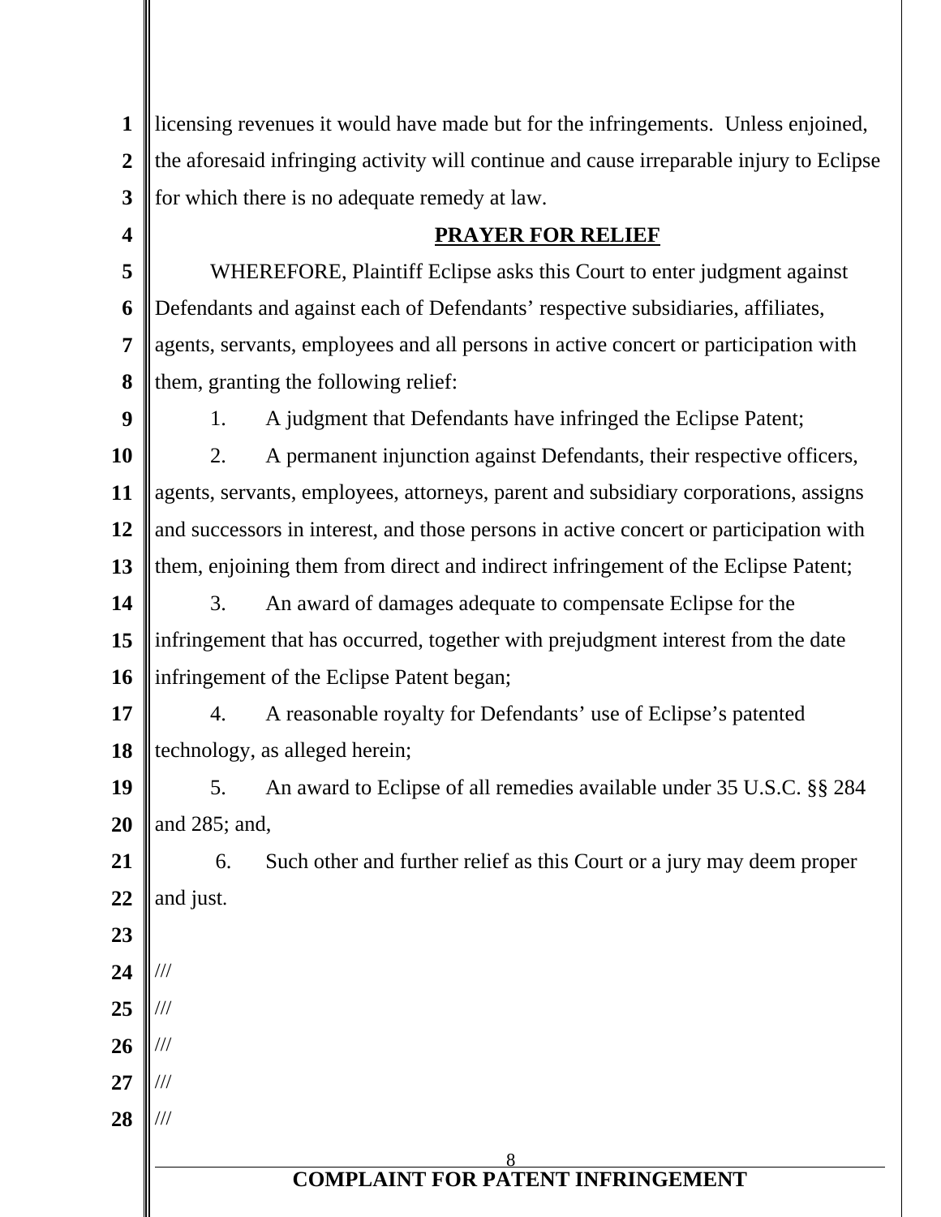licensing revenues it would have made but for the infringements. Unless enjoined, the aforesaid infringing activity will continue and cause irreparable injury to Eclipse for which there is no adequate remedy at law.

## PRAYER FOR RELIEF

WHEREFORE, Plaintiff Eclipse asks this Court to enter judgment against Defendants and against each of Defendants' respective subsidiaries, affiliates, agents, servants, employees and all persons in active concert or participation with them, granting the following relief:

1. A judgment that Defendants have infringed the Eclipse Patent;

2. A permanent injunction against Defendants, their respective officers, agents, servants, employees, attorneys, parent and subsidiary corporations, assigns and successors in interest, and those persons in active concert or participation with them, enjoining them from direct and indirect infringement of the Eclipse Patent;

3. An award of damages adequate to compensate Eclipse for the infringement that has occurred, together with prejudgment interest from the date infringement of the Eclipse Patent began;

4. A reasonable royalty for Defendants' use of Eclipse's patented technology, as alleged herein;

5. An award to Eclipse of all remedies available under 35 U.S.C. §§ 284 and 285; and,

6. Such other and further relief as this Court or a jury may deem proper and just.

///

///

///

///

///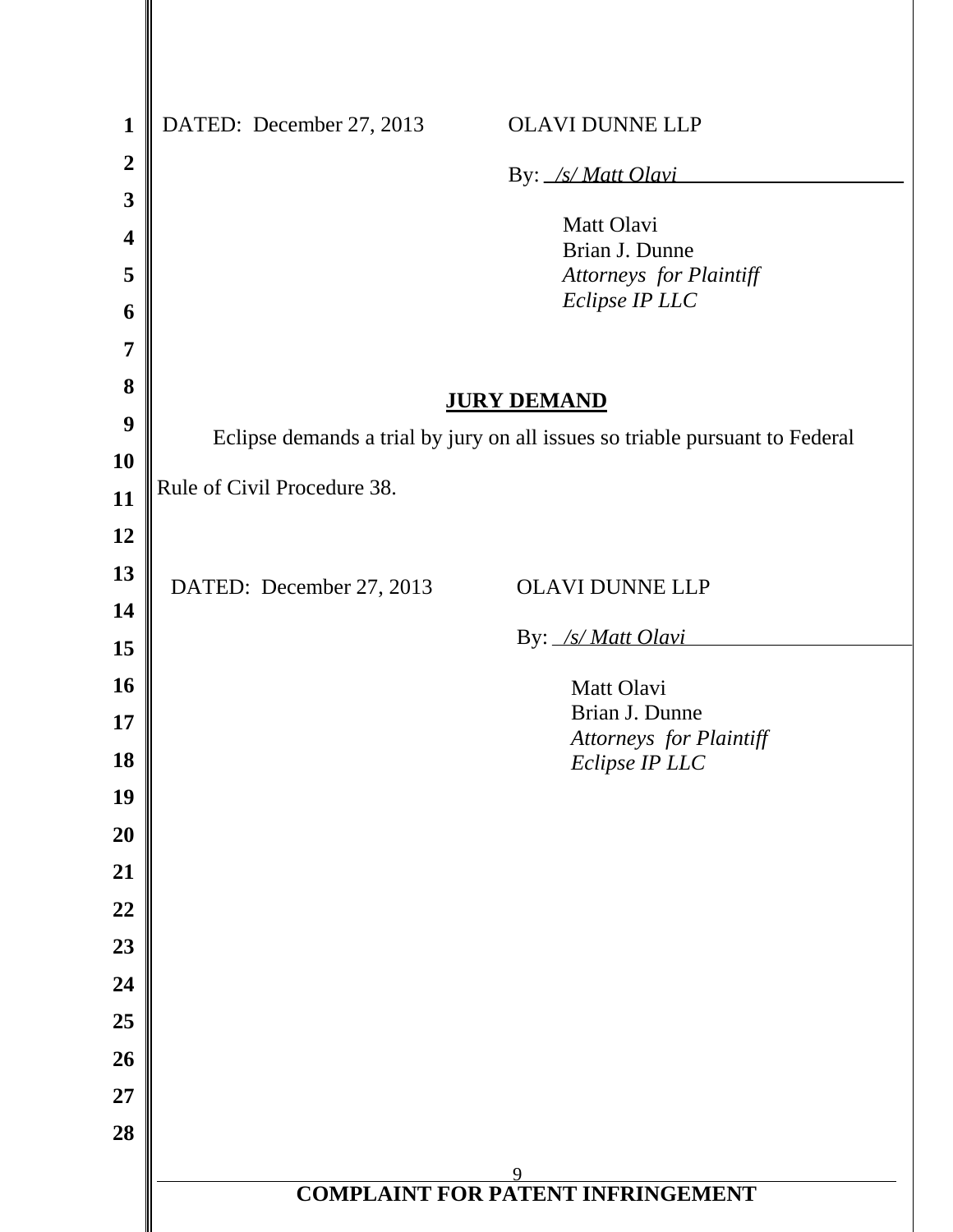DATED: December 27, 2013

OLAVI DUNNE LLP

By: */s/ Matt Olavi*

Matt Olavi
Brian J. Dunne
*Attorneys for Plaintiff*
*Eclipse IP LLC*

**JURY DEMAND**

Eclipse demands a trial by jury on all issues so triable pursuant to Federal Rule of Civil Procedure 38.

DATED: December 27, 2013

OLAVI DUNNE LLP

By: */s/ Matt Olavi*

Matt Olavi
Brian J. Dunne
*Attorneys for Plaintiff*
*Eclipse IP LLC*